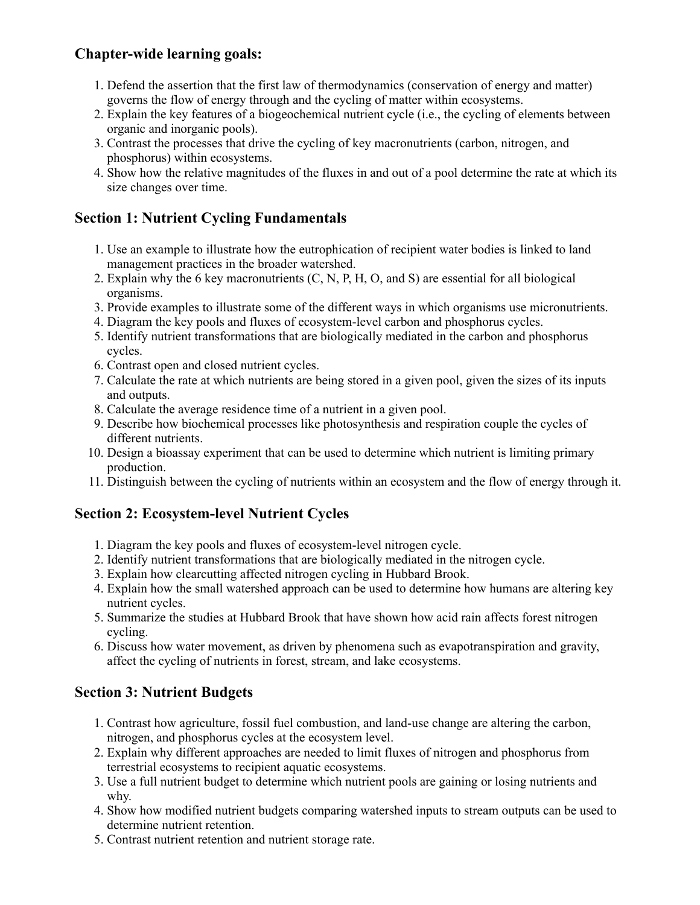## Chapter-wide learning goals:

1. Defend the assertion that the first law of thermodynamics (conservation of energy and matter) governs the flow of energy through and the cycling of matter within ecosystems.
2. Explain the key features of a biogeochemical nutrient cycle (i.e., the cycling of elements between organic and inorganic pools).
3. Contrast the processes that drive the cycling of key macronutrients (carbon, nitrogen, and phosphorus) within ecosystems.
4. Show how the relative magnitudes of the fluxes in and out of a pool determine the rate at which its size changes over time.

## Section 1: Nutrient Cycling Fundamentals

1. Use an example to illustrate how the eutrophication of recipient water bodies is linked to land management practices in the broader watershed.
2. Explain why the 6 key macronutrients (C, N, P, H, O, and S) are essential for all biological organisms.
3. Provide examples to illustrate some of the different ways in which organisms use micronutrients.
4. Diagram the key pools and fluxes of ecosystem-level carbon and phosphorus cycles.
5. Identify nutrient transformations that are biologically mediated in the carbon and phosphorus cycles.
6. Contrast open and closed nutrient cycles.
7. Calculate the rate at which nutrients are being stored in a given pool, given the sizes of its inputs and outputs.
8. Calculate the average residence time of a nutrient in a given pool.
9. Describe how biochemical processes like photosynthesis and respiration couple the cycles of different nutrients.
10. Design a bioassay experiment that can be used to determine which nutrient is limiting primary production.
11. Distinguish between the cycling of nutrients within an ecosystem and the flow of energy through it.

## Section 2: Ecosystem-level Nutrient Cycles

1. Diagram the key pools and fluxes of ecosystem-level nitrogen cycle.
2. Identify nutrient transformations that are biologically mediated in the nitrogen cycle.
3. Explain how clearcutting affected nitrogen cycling in Hubbard Brook.
4. Explain how the small watershed approach can be used to determine how humans are altering key nutrient cycles.
5. Summarize the studies at Hubbard Brook that have shown how acid rain affects forest nitrogen cycling.
6. Discuss how water movement, as driven by phenomena such as evapotranspiration and gravity, affect the cycling of nutrients in forest, stream, and lake ecosystems.

## Section 3: Nutrient Budgets

1. Contrast how agriculture, fossil fuel combustion, and land-use change are altering the carbon, nitrogen, and phosphorus cycles at the ecosystem level.
2. Explain why different approaches are needed to limit fluxes of nitrogen and phosphorus from terrestrial ecosystems to recipient aquatic ecosystems.
3. Use a full nutrient budget to determine which nutrient pools are gaining or losing nutrients and why.
4. Show how modified nutrient budgets comparing watershed inputs to stream outputs can be used to determine nutrient retention.
5. Contrast nutrient retention and nutrient storage rate.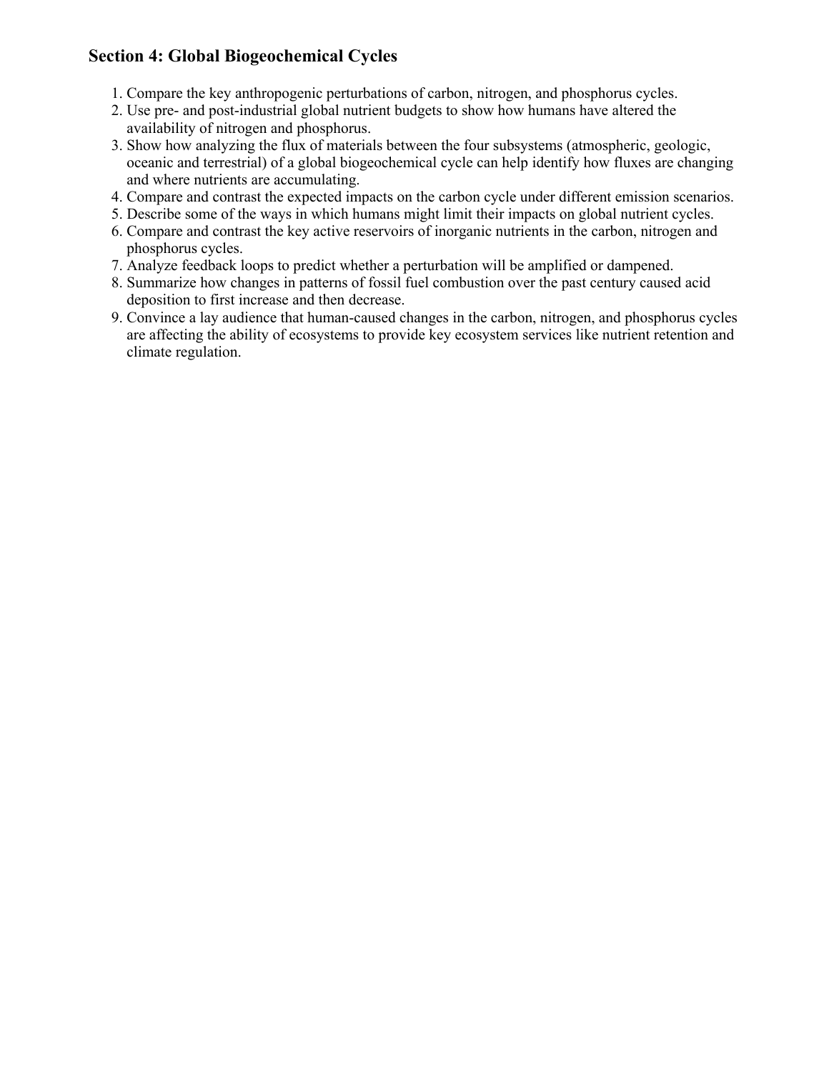## Section 4: Global Biogeochemical Cycles

1. Compare the key anthropogenic perturbations of carbon, nitrogen, and phosphorus cycles.
2. Use pre- and post-industrial global nutrient budgets to show how humans have altered the availability of nitrogen and phosphorus.
3. Show how analyzing the flux of materials between the four subsystems (atmospheric, geologic, oceanic and terrestrial) of a global biogeochemical cycle can help identify how fluxes are changing and where nutrients are accumulating.
4. Compare and contrast the expected impacts on the carbon cycle under different emission scenarios.
5. Describe some of the ways in which humans might limit their impacts on global nutrient cycles.
6. Compare and contrast the key active reservoirs of inorganic nutrients in the carbon, nitrogen and phosphorus cycles.
7. Analyze feedback loops to predict whether a perturbation will be amplified or dampened.
8. Summarize how changes in patterns of fossil fuel combustion over the past century caused acid deposition to first increase and then decrease.
9. Convince a lay audience that human-caused changes in the carbon, nitrogen, and phosphorus cycles are affecting the ability of ecosystems to provide key ecosystem services like nutrient retention and climate regulation.